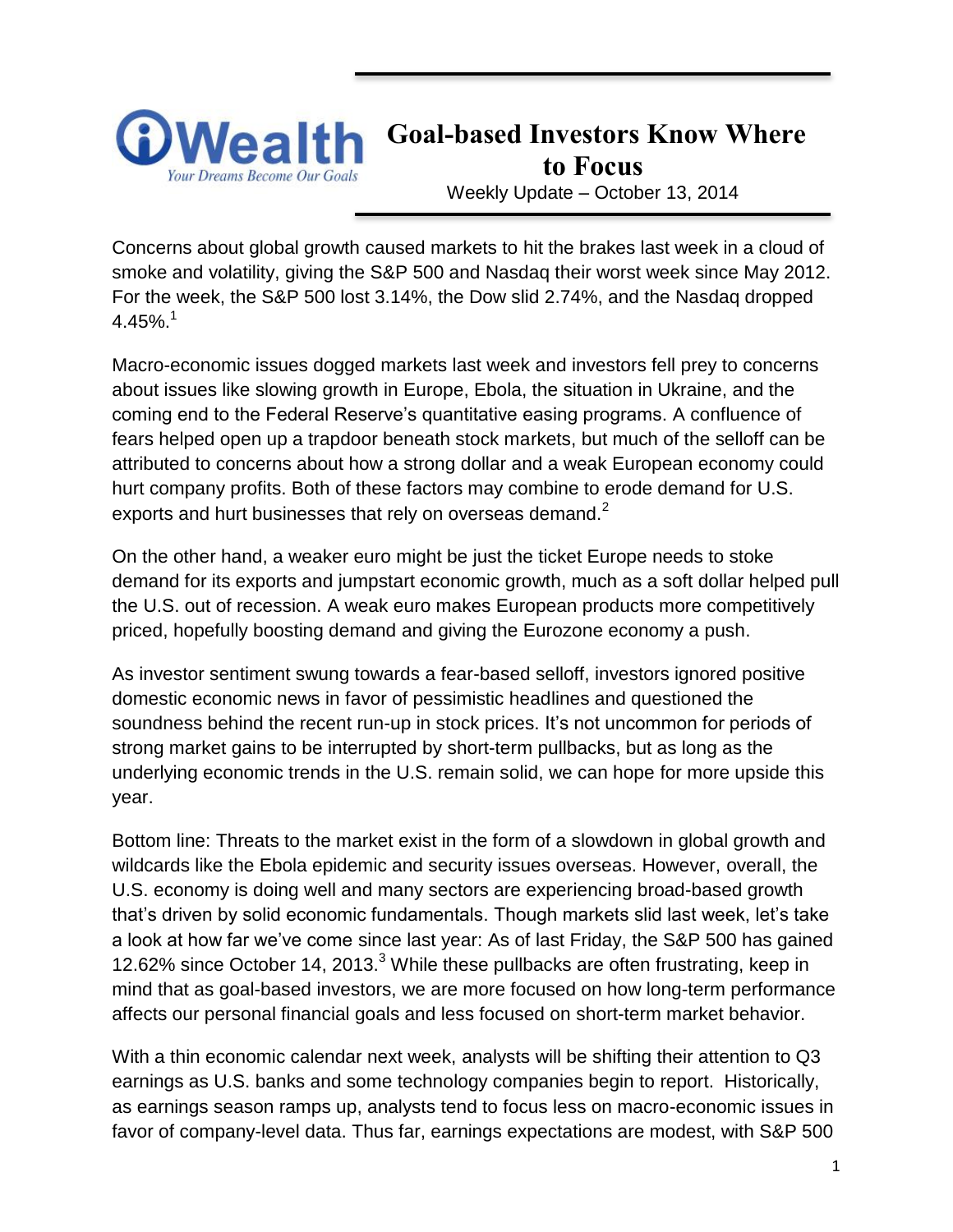iWealth
*Your Dreams Become Our Goals*

# Goal-based Investors Know Where to Focus

Weekly Update – October 13, 2014

Concerns about global growth caused markets to hit the brakes last week in a cloud of smoke and volatility, giving the S&P 500 and Nasdaq their worst week since May 2012. For the week, the S&P 500 lost 3.14%, the Dow slid 2.74%, and the Nasdaq dropped 4.45%.[1]

Macro-economic issues dogged markets last week and investors fell prey to concerns about issues like slowing growth in Europe, Ebola, the situation in Ukraine, and the coming end to the Federal Reserve's quantitative easing programs. A confluence of fears helped open up a trapdoor beneath stock markets, but much of the selloff can be attributed to concerns about how a strong dollar and a weak European economy could hurt company profits. Both of these factors may combine to erode demand for U.S. exports and hurt businesses that rely on overseas demand.[2]

On the other hand, a weaker euro might be just the ticket Europe needs to stoke demand for its exports and jumpstart economic growth, much as a soft dollar helped pull the U.S. out of recession. A weak euro makes European products more competitively priced, hopefully boosting demand and giving the Eurozone economy a push.

As investor sentiment swung towards a fear-based selloff, investors ignored positive domestic economic news in favor of pessimistic headlines and questioned the soundness behind the recent run-up in stock prices. It's not uncommon for periods of strong market gains to be interrupted by short-term pullbacks, but as long as the underlying economic trends in the U.S. remain solid, we can hope for more upside this year.

Bottom line: Threats to the market exist in the form of a slowdown in global growth and wildcards like the Ebola epidemic and security issues overseas. However, overall, the U.S. economy is doing well and many sectors are experiencing broad-based growth that's driven by solid economic fundamentals. Though markets slid last week, let's take a look at how far we've come since last year: As of last Friday, the S&P 500 has gained 12.62% since October 14, 2013.[3] While these pullbacks are often frustrating, keep in mind that as goal-based investors, we are more focused on how long-term performance affects our personal financial goals and less focused on short-term market behavior.

With a thin economic calendar next week, analysts will be shifting their attention to Q3 earnings as U.S. banks and some technology companies begin to report. Historically, as earnings season ramps up, analysts tend to focus less on macro-economic issues in favor of company-level data. Thus far, earnings expectations are modest, with S&P 500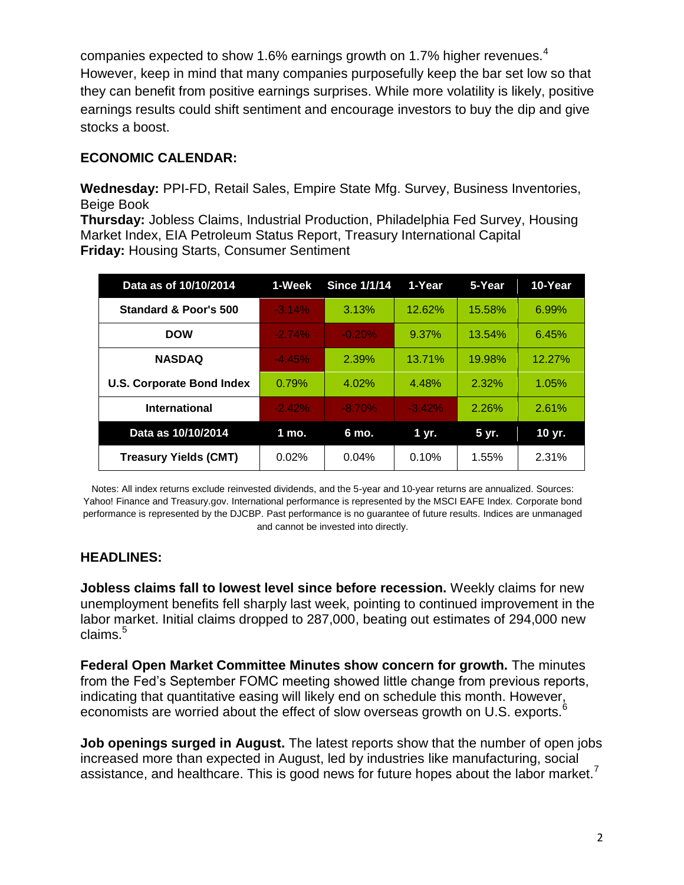companies expected to show 1.6% earnings growth on 1.7% higher revenues.[4] However, keep in mind that many companies purposefully keep the bar set low so that they can benefit from positive earnings surprises. While more volatility is likely, positive earnings results could shift sentiment and encourage investors to buy the dip and give stocks a boost.

## ECONOMIC CALENDAR:

**Wednesday:** PPI-FD, Retail Sales, Empire State Mfg. Survey, Business Inventories, Beige Book
**Thursday:** Jobless Claims, Industrial Production, Philadelphia Fed Survey, Housing Market Index, EIA Petroleum Status Report, Treasury International Capital
**Friday:** Housing Starts, Consumer Sentiment

| Data as of 10/10/2014 | 1-Week | Since 1/1/14 | 1-Year | 5-Year | 10-Year |
|---|---|---|---|---|---|
| Standard & Poor's 500 | -3.14% | 3.13% | 12.62% | 15.58% | 6.99% |
| DOW | -2.74% | -0.20% | 9.37% | 13.54% | 6.45% |
| NASDAQ | -4.45% | 2.39% | 13.71% | 19.98% | 12.27% |
| U.S. Corporate Bond Index | 0.79% | 4.02% | 4.48% | 2.32% | 1.05% |
| International | -2.42% | -8.70% | -3.42% | 2.26% | 2.61% |
| **Data as 10/10/2014** | **1 mo.** | **6 mo.** | **1 yr.** | **5 yr.** | **10 yr.** |
| Treasury Yields (CMT) | 0.02% | 0.04% | 0.10% | 1.55% | 2.31% |

Notes: All index returns exclude reinvested dividends, and the 5-year and 10-year returns are annualized. Sources: Yahoo! Finance and Treasury.gov. International performance is represented by the MSCI EAFE Index. Corporate bond performance is represented by the DJCBP. Past performance is no guarantee of future results. Indices are unmanaged and cannot be invested into directly.

## HEADLINES:

**Jobless claims fall to lowest level since before recession.** Weekly claims for new unemployment benefits fell sharply last week, pointing to continued improvement in the labor market. Initial claims dropped to 287,000, beating out estimates of 294,000 new claims.[5]

**Federal Open Market Committee Minutes show concern for growth.** The minutes from the Fed's September FOMC meeting showed little change from previous reports, indicating that quantitative easing will likely end on schedule this month. However, economists are worried about the effect of slow overseas growth on U.S. exports.[6]

**Job openings surged in August.** The latest reports show that the number of open jobs increased more than expected in August, led by industries like manufacturing, social assistance, and healthcare. This is good news for future hopes about the labor market.[7]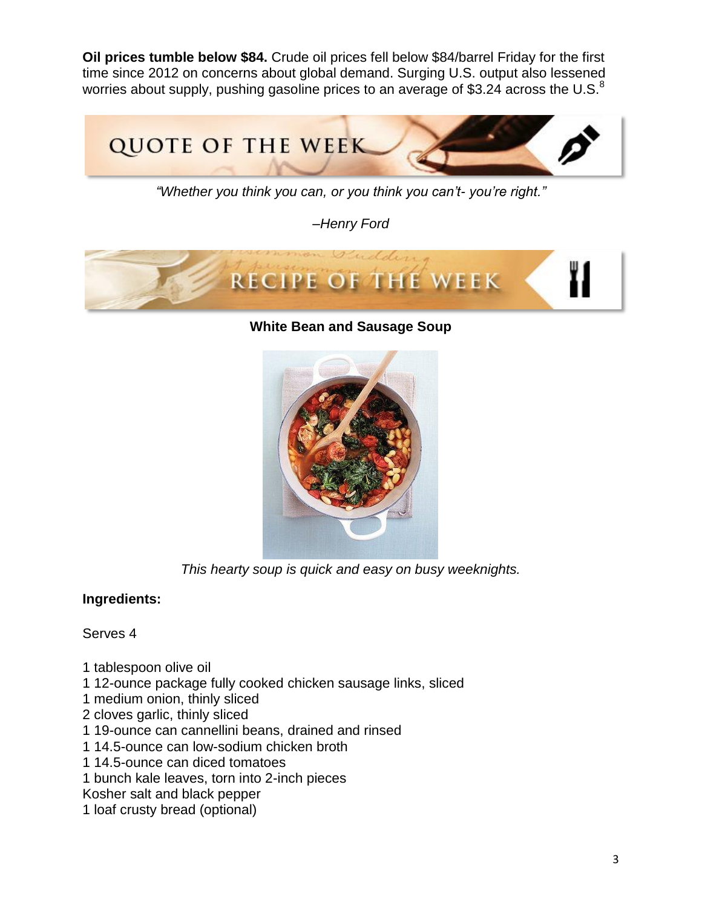**Oil prices tumble below $84.** Crude oil prices fell below $84/barrel Friday for the first time since 2012 on concerns about global demand. Surging U.S. output also lessened worries about supply, pushing gasoline prices to an average of $3.24 across the U.S.[8]

## QUOTE OF THE WEEK

*"Whether you think you can, or you think you can't- you're right."*

*–Henry Ford*

## RECIPE OF THE WEEK

**White Bean and Sausage Soup**

*This hearty soup is quick and easy on busy weeknights.*

**Ingredients:**

Serves 4

1 tablespoon olive oil
1 12-ounce package fully cooked chicken sausage links, sliced
1 medium onion, thinly sliced
2 cloves garlic, thinly sliced
1 19-ounce can cannellini beans, drained and rinsed
1 14.5-ounce can low-sodium chicken broth
1 14.5-ounce can diced tomatoes
1 bunch kale leaves, torn into 2-inch pieces
Kosher salt and black pepper
1 loaf crusty bread (optional)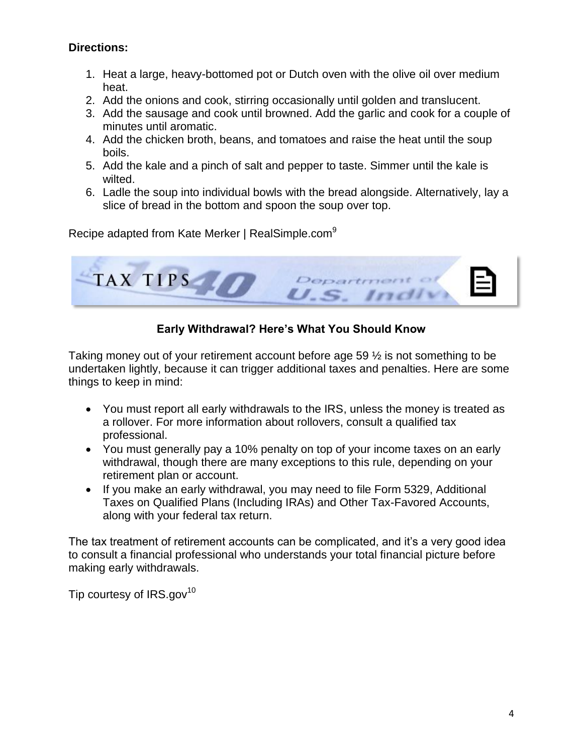**Directions:**

1. Heat a large, heavy-bottomed pot or Dutch oven with the olive oil over medium heat.
2. Add the onions and cook, stirring occasionally until golden and translucent.
3. Add the sausage and cook until browned. Add the garlic and cook for a couple of minutes until aromatic.
4. Add the chicken broth, beans, and tomatoes and raise the heat until the soup boils.
5. Add the kale and a pinch of salt and pepper to taste. Simmer until the kale is wilted.
6. Ladle the soup into individual bowls with the bread alongside. Alternatively, lay a slice of bread in the bottom and spoon the soup over top.

Recipe adapted from Kate Merker | RealSimple.com[9]

TAX TIPS

### Early Withdrawal? Here's What You Should Know

Taking money out of your retirement account before age 59 ½ is not something to be undertaken lightly, because it can trigger additional taxes and penalties. Here are some things to keep in mind:

- You must report all early withdrawals to the IRS, unless the money is treated as a rollover. For more information about rollovers, consult a qualified tax professional.
- You must generally pay a 10% penalty on top of your income taxes on an early withdrawal, though there are many exceptions to this rule, depending on your retirement plan or account.
- If you make an early withdrawal, you may need to file Form 5329, Additional Taxes on Qualified Plans (Including IRAs) and Other Tax-Favored Accounts, along with your federal tax return.

The tax treatment of retirement accounts can be complicated, and it's a very good idea to consult a financial professional who understands your total financial picture before making early withdrawals.

Tip courtesy of IRS.gov[10]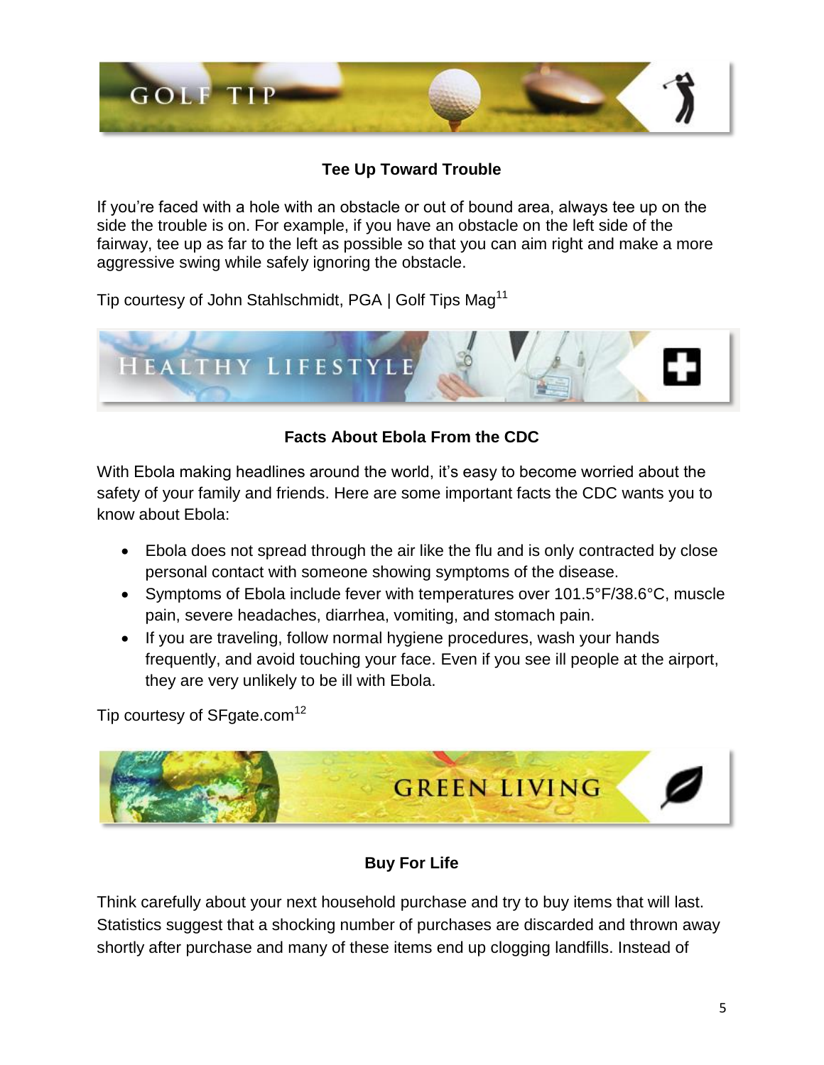## GOLF TIP

### Tee Up Toward Trouble

If you're faced with a hole with an obstacle or out of bound area, always tee up on the side the trouble is on. For example, if you have an obstacle on the left side of the fairway, tee up as far to the left as possible so that you can aim right and make a more aggressive swing while safely ignoring the obstacle.

Tip courtesy of John Stahlschmidt, PGA | Golf Tips Mag[11]

## HEALTHY LIFESTYLE

### Facts About Ebola From the CDC

With Ebola making headlines around the world, it's easy to become worried about the safety of your family and friends. Here are some important facts the CDC wants you to know about Ebola:

- Ebola does not spread through the air like the flu and is only contracted by close personal contact with someone showing symptoms of the disease.
- Symptoms of Ebola include fever with temperatures over 101.5°F/38.6°C, muscle pain, severe headaches, diarrhea, vomiting, and stomach pain.
- If you are traveling, follow normal hygiene procedures, wash your hands frequently, and avoid touching your face. Even if you see ill people at the airport, they are very unlikely to be ill with Ebola.

Tip courtesy of SFgate.com[12]

## GREEN LIVING

### Buy For Life

Think carefully about your next household purchase and try to buy items that will last. Statistics suggest that a shocking number of purchases are discarded and thrown away shortly after purchase and many of these items end up clogging landfills. Instead of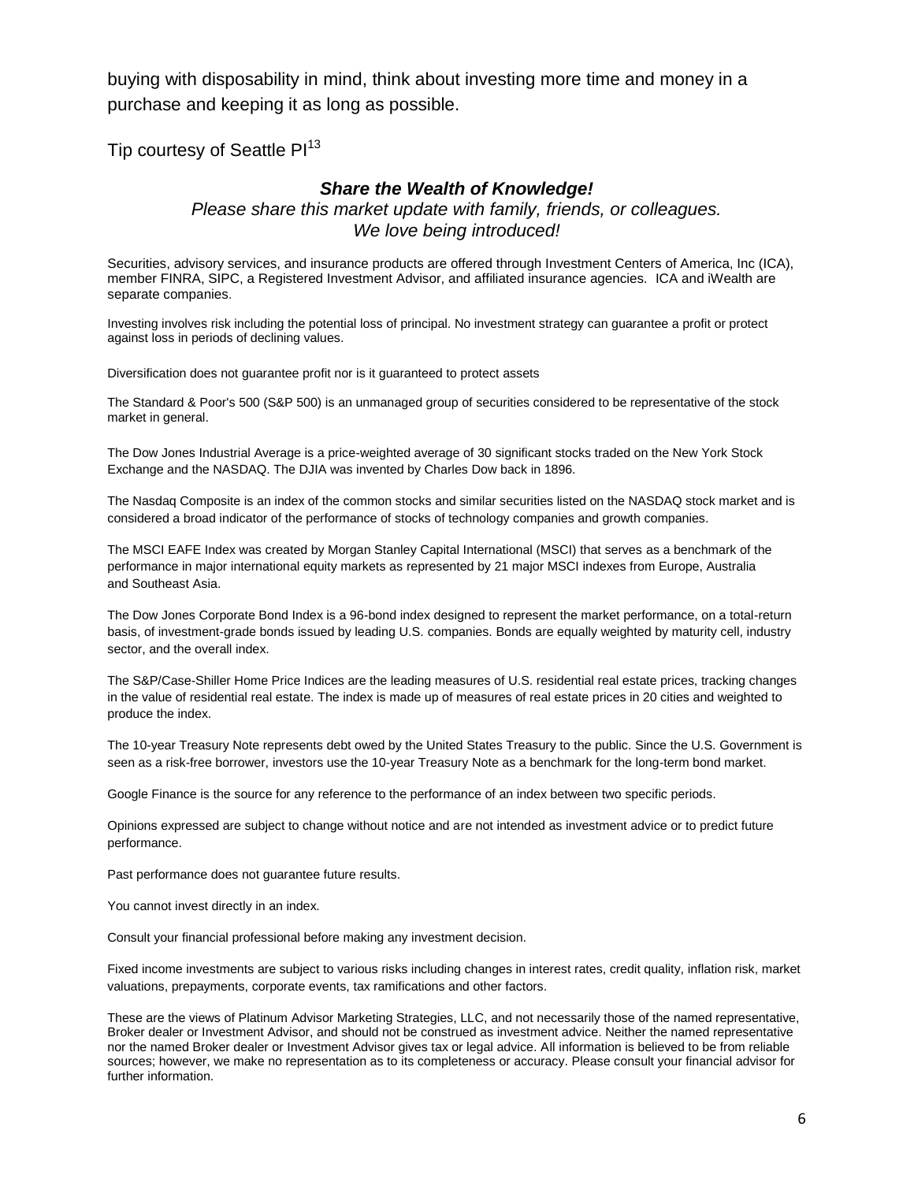buying with disposability in mind, think about investing more time and money in a purchase and keeping it as long as possible.

Tip courtesy of Seattle PI[13]

***Share the Wealth of Knowledge!***

*Please share this market update with family, friends, or colleagues.*
*We love being introduced!*

Securities, advisory services, and insurance products are offered through Investment Centers of America, Inc (ICA), member FINRA, SIPC, a Registered Investment Advisor, and affiliated insurance agencies. ICA and iWealth are separate companies.

Investing involves risk including the potential loss of principal. No investment strategy can guarantee a profit or protect against loss in periods of declining values.

Diversification does not guarantee profit nor is it guaranteed to protect assets

The Standard & Poor's 500 (S&P 500) is an unmanaged group of securities considered to be representative of the stock market in general.

The Dow Jones Industrial Average is a price-weighted average of 30 significant stocks traded on the New York Stock Exchange and the NASDAQ. The DJIA was invented by Charles Dow back in 1896.

The Nasdaq Composite is an index of the common stocks and similar securities listed on the NASDAQ stock market and is considered a broad indicator of the performance of stocks of technology companies and growth companies.

The MSCI EAFE Index was created by Morgan Stanley Capital International (MSCI) that serves as a benchmark of the performance in major international equity markets as represented by 21 major MSCI indexes from Europe, Australia and Southeast Asia.

The Dow Jones Corporate Bond Index is a 96-bond index designed to represent the market performance, on a total-return basis, of investment-grade bonds issued by leading U.S. companies. Bonds are equally weighted by maturity cell, industry sector, and the overall index.

The S&P/Case-Shiller Home Price Indices are the leading measures of U.S. residential real estate prices, tracking changes in the value of residential real estate. The index is made up of measures of real estate prices in 20 cities and weighted to produce the index.

The 10-year Treasury Note represents debt owed by the United States Treasury to the public. Since the U.S. Government is seen as a risk-free borrower, investors use the 10-year Treasury Note as a benchmark for the long-term bond market.

Google Finance is the source for any reference to the performance of an index between two specific periods.

Opinions expressed are subject to change without notice and are not intended as investment advice or to predict future performance.

Past performance does not guarantee future results.

You cannot invest directly in an index.

Consult your financial professional before making any investment decision.

Fixed income investments are subject to various risks including changes in interest rates, credit quality, inflation risk, market valuations, prepayments, corporate events, tax ramifications and other factors.

These are the views of Platinum Advisor Marketing Strategies, LLC, and not necessarily those of the named representative, Broker dealer or Investment Advisor, and should not be construed as investment advice. Neither the named representative nor the named Broker dealer or Investment Advisor gives tax or legal advice. All information is believed to be from reliable sources; however, we make no representation as to its completeness or accuracy. Please consult your financial advisor for further information.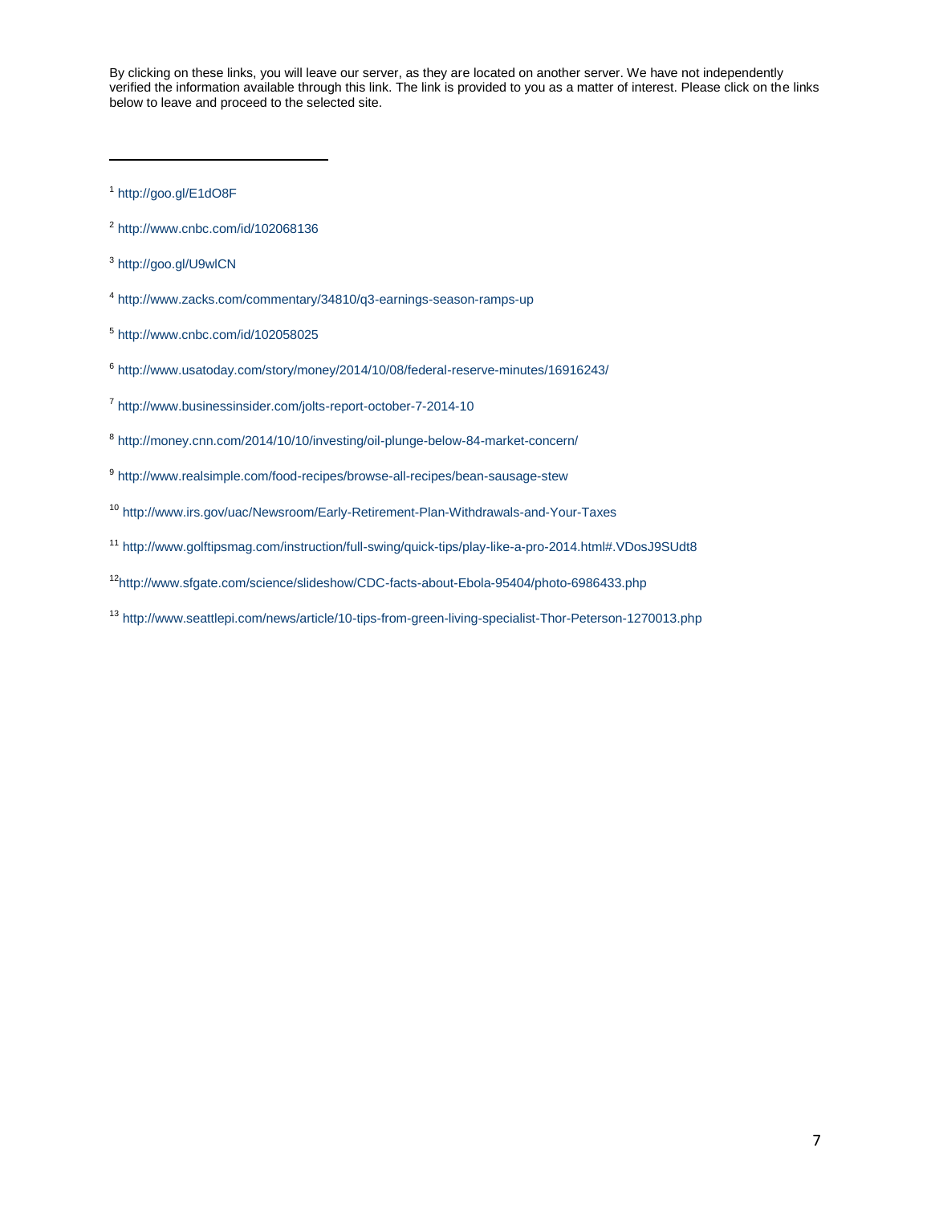By clicking on these links, you will leave our server, as they are located on another server. We have not independently verified the information available through this link. The link is provided to you as a matter of interest. Please click on the links below to leave and proceed to the selected site.

---

[1] http://goo.gl/E1dO8F

[2] http://www.cnbc.com/id/102068136

[3] http://goo.gl/U9wlCN

[4] http://www.zacks.com/commentary/34810/q3-earnings-season-ramps-up

[5] http://www.cnbc.com/id/102058025

[6] http://www.usatoday.com/story/money/2014/10/08/federal-reserve-minutes/16916243/

[7] http://www.businessinsider.com/jolts-report-october-7-2014-10

[8] http://money.cnn.com/2014/10/10/investing/oil-plunge-below-84-market-concern/

[9] http://www.realsimple.com/food-recipes/browse-all-recipes/bean-sausage-stew

[10] http://www.irs.gov/uac/Newsroom/Early-Retirement-Plan-Withdrawals-and-Your-Taxes

[11] http://www.golftipsmag.com/instruction/full-swing/quick-tips/play-like-a-pro-2014.html#.VDosJ9SUdt8

[12] http://www.sfgate.com/science/slideshow/CDC-facts-about-Ebola-95404/photo-6986433.php

[13] http://www.seattlepi.com/news/article/10-tips-from-green-living-specialist-Thor-Peterson-1270013.php